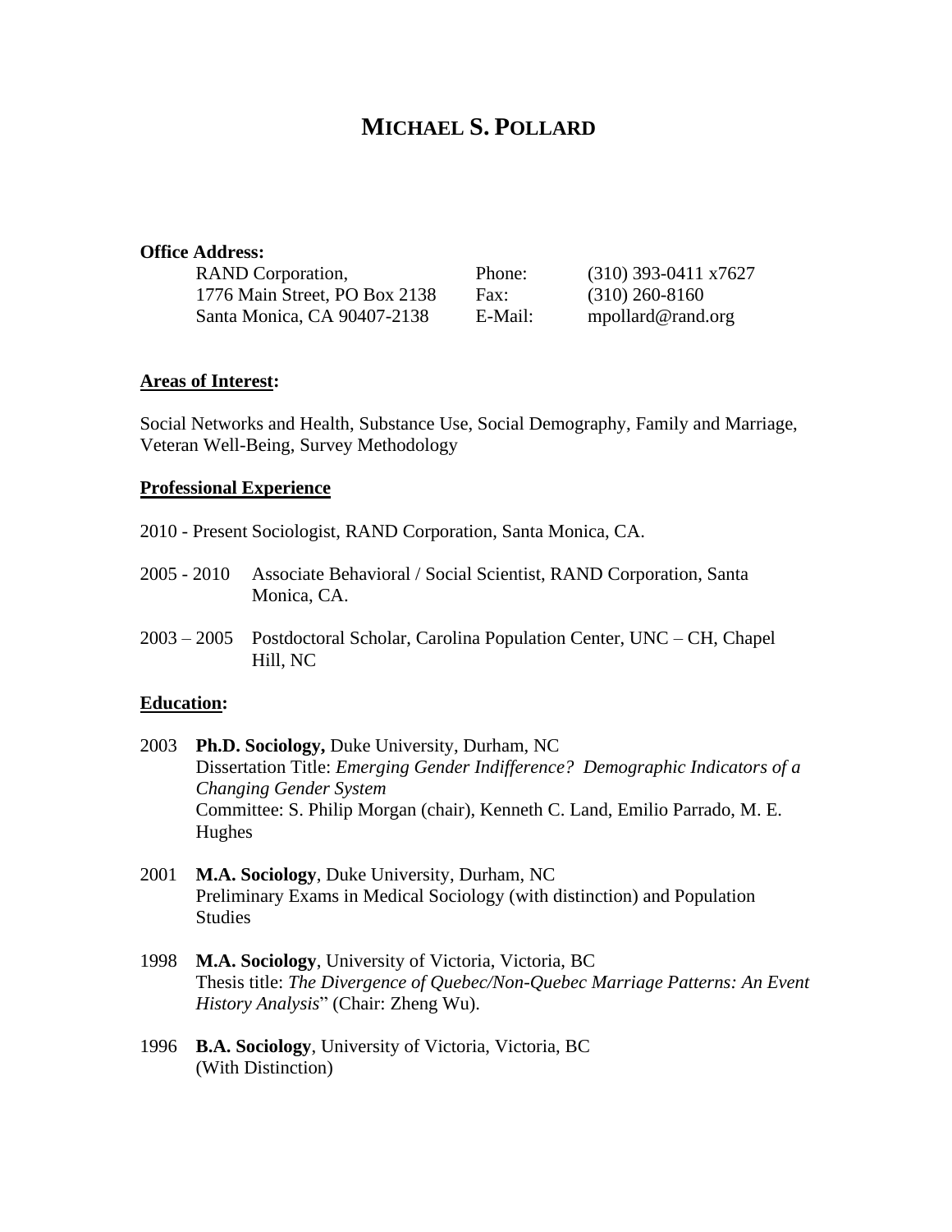# MICHAEL S. POLLARD

**Office Address:**

| | | |
|---|---|---|
| RAND Corporation, | Phone: | (310) 393-0411 x7627 |
| 1776 Main Street, PO Box 2138 | Fax: | (310) 260-8160 |
| Santa Monica, CA 90407-2138 | E-Mail: | mpollard@rand.org |

## Areas of Interest:

Social Networks and Health, Substance Use, Social Demography, Family and Marriage, Veteran Well-Being, Survey Methodology

## Professional Experience

2010 - Present Sociologist, RAND Corporation, Santa Monica, CA.

2005 - 2010 Associate Behavioral / Social Scientist, RAND Corporation, Santa Monica, CA.

2003 – 2005 Postdoctoral Scholar, Carolina Population Center, UNC – CH, Chapel Hill, NC

## Education:

2003 **Ph.D. Sociology,** Duke University, Durham, NC
Dissertation Title: *Emerging Gender Indifference? Demographic Indicators of a Changing Gender System*
Committee: S. Philip Morgan (chair), Kenneth C. Land, Emilio Parrado, M. E. Hughes

2001 **M.A. Sociology**, Duke University, Durham, NC
Preliminary Exams in Medical Sociology (with distinction) and Population Studies

1998 **M.A. Sociology**, University of Victoria, Victoria, BC
Thesis title: *The Divergence of Quebec/Non-Quebec Marriage Patterns: An Event History Analysis*" (Chair: Zheng Wu).

1996 **B.A. Sociology**, University of Victoria, Victoria, BC
(With Distinction)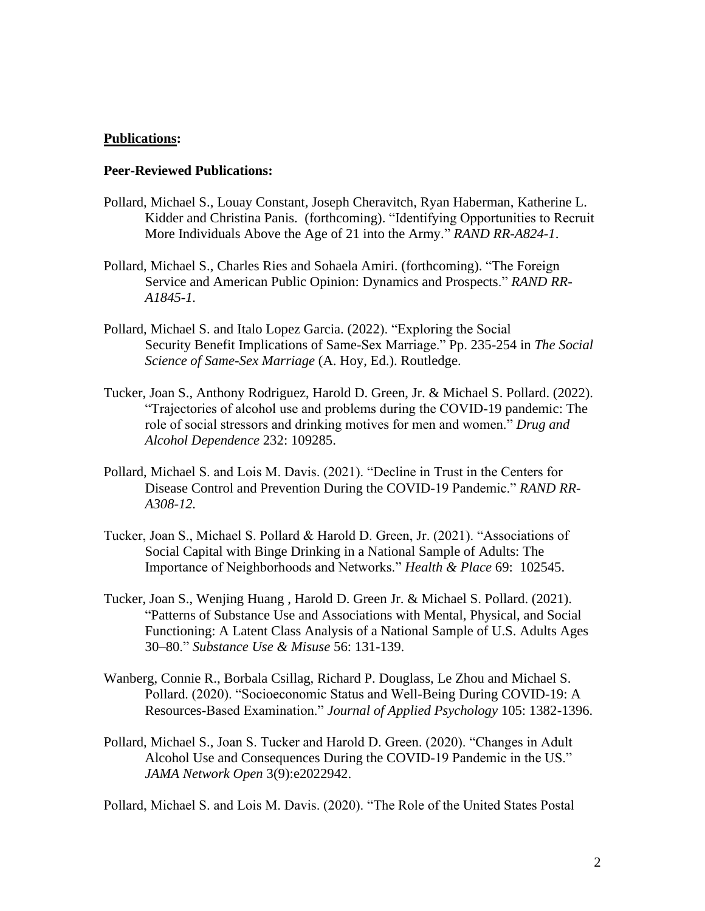**<u>Publications</u>:**

**Peer-Reviewed Publications:**

Pollard, Michael S., Louay Constant, Joseph Cheravitch, Ryan Haberman, Katherine L. Kidder and Christina Panis. (forthcoming). "Identifying Opportunities to Recruit More Individuals Above the Age of 21 into the Army." *RAND RR-A824-1*.

Pollard, Michael S., Charles Ries and Sohaela Amiri. (forthcoming). "The Foreign Service and American Public Opinion: Dynamics and Prospects." *RAND RR-A1845-1.*

Pollard, Michael S. and Italo Lopez Garcia. (2022). "Exploring the Social Security Benefit Implications of Same-Sex Marriage." Pp. 235-254 in *The Social Science of Same-Sex Marriage* (A. Hoy, Ed.). Routledge.

Tucker, Joan S., Anthony Rodriguez, Harold D. Green, Jr. & Michael S. Pollard. (2022). "Trajectories of alcohol use and problems during the COVID-19 pandemic: The role of social stressors and drinking motives for men and women." *Drug and Alcohol Dependence* 232: 109285.

Pollard, Michael S. and Lois M. Davis. (2021). "Decline in Trust in the Centers for Disease Control and Prevention During the COVID-19 Pandemic." *RAND RR-A308-12.*

Tucker, Joan S., Michael S. Pollard & Harold D. Green, Jr. (2021). "Associations of Social Capital with Binge Drinking in a National Sample of Adults: The Importance of Neighborhoods and Networks." *Health & Place* 69: 102545.

Tucker, Joan S., Wenjing Huang , Harold D. Green Jr. & Michael S. Pollard. (2021). "Patterns of Substance Use and Associations with Mental, Physical, and Social Functioning: A Latent Class Analysis of a National Sample of U.S. Adults Ages 30–80." *Substance Use & Misuse* 56: 131-139.

Wanberg, Connie R., Borbala Csillag, Richard P. Douglass, Le Zhou and Michael S. Pollard. (2020). "Socioeconomic Status and Well-Being During COVID-19: A Resources-Based Examination." *Journal of Applied Psychology* 105: 1382-1396.

Pollard, Michael S., Joan S. Tucker and Harold D. Green. (2020). "Changes in Adult Alcohol Use and Consequences During the COVID-19 Pandemic in the US." *JAMA Network Open* 3(9):e2022942.

Pollard, Michael S. and Lois M. Davis. (2020). "The Role of the United States Postal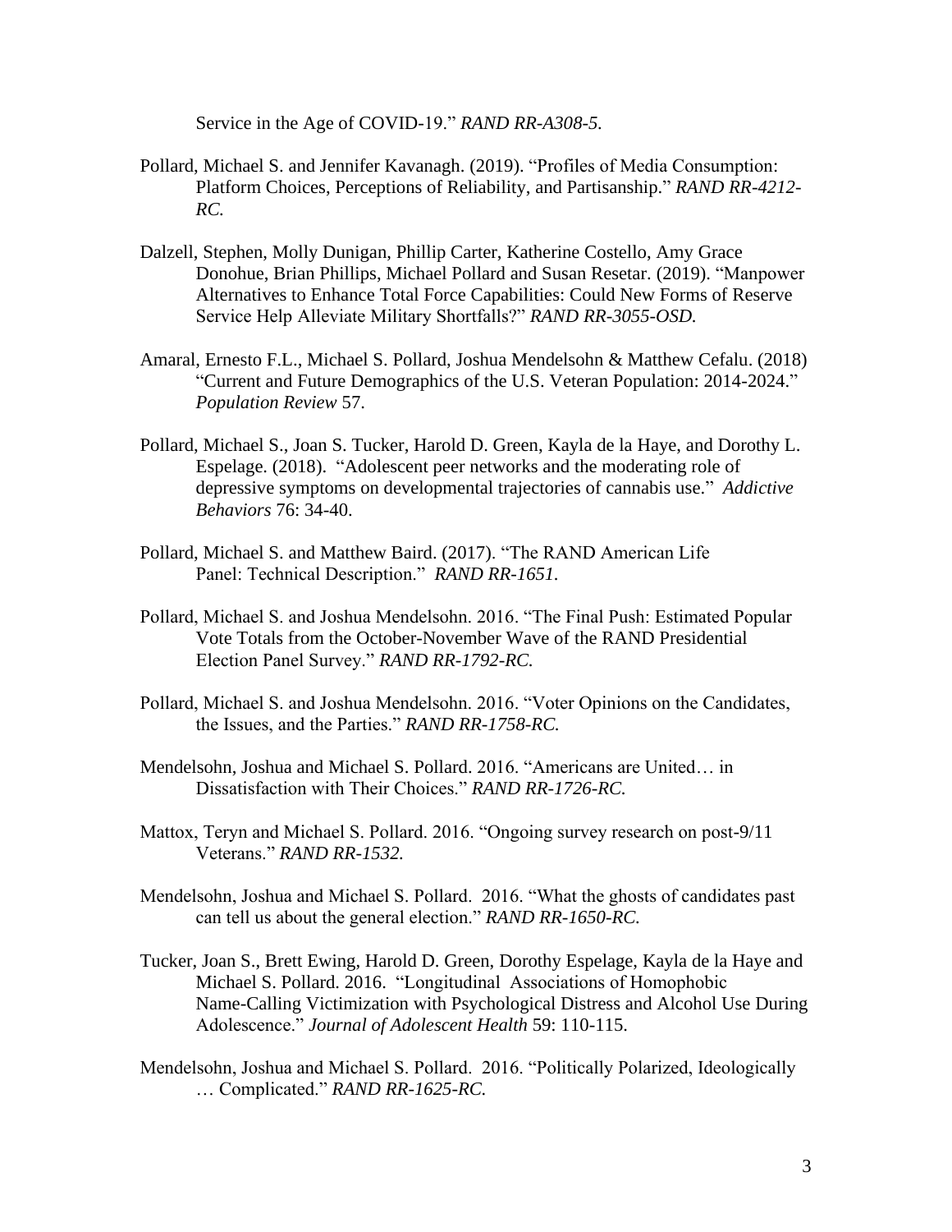Service in the Age of COVID-19." *RAND RR-A308-5.*

Pollard, Michael S. and Jennifer Kavanagh. (2019). "Profiles of Media Consumption: Platform Choices, Perceptions of Reliability, and Partisanship." *RAND RR-4212-RC.*

Dalzell, Stephen, Molly Dunigan, Phillip Carter, Katherine Costello, Amy Grace Donohue, Brian Phillips, Michael Pollard and Susan Resetar. (2019). "Manpower Alternatives to Enhance Total Force Capabilities: Could New Forms of Reserve Service Help Alleviate Military Shortfalls?" *RAND RR-3055-OSD.*

Amaral, Ernesto F.L., Michael S. Pollard, Joshua Mendelsohn & Matthew Cefalu. (2018) "Current and Future Demographics of the U.S. Veteran Population: 2014-2024." *Population Review* 57.

Pollard, Michael S., Joan S. Tucker, Harold D. Green, Kayla de la Haye, and Dorothy L. Espelage. (2018). "Adolescent peer networks and the moderating role of depressive symptoms on developmental trajectories of cannabis use." *Addictive Behaviors* 76: 34-40.

Pollard, Michael S. and Matthew Baird. (2017). "The RAND American Life Panel: Technical Description." *RAND RR-1651.*

Pollard, Michael S. and Joshua Mendelsohn. 2016. "The Final Push: Estimated Popular Vote Totals from the October-November Wave of the RAND Presidential Election Panel Survey." *RAND RR-1792-RC.*

Pollard, Michael S. and Joshua Mendelsohn. 2016. "Voter Opinions on the Candidates, the Issues, and the Parties." *RAND RR-1758-RC.*

Mendelsohn, Joshua and Michael S. Pollard. 2016. "Americans are United… in Dissatisfaction with Their Choices." *RAND RR-1726-RC.*

Mattox, Teryn and Michael S. Pollard. 2016. "Ongoing survey research on post-9/11 Veterans." *RAND RR-1532.*

Mendelsohn, Joshua and Michael S. Pollard. 2016. "What the ghosts of candidates past can tell us about the general election." *RAND RR-1650-RC.*

Tucker, Joan S., Brett Ewing, Harold D. Green, Dorothy Espelage, Kayla de la Haye and Michael S. Pollard. 2016. "Longitudinal Associations of Homophobic Name-Calling Victimization with Psychological Distress and Alcohol Use During Adolescence." *Journal of Adolescent Health* 59: 110-115.

Mendelsohn, Joshua and Michael S. Pollard. 2016. "Politically Polarized, Ideologically … Complicated." *RAND RR-1625-RC.*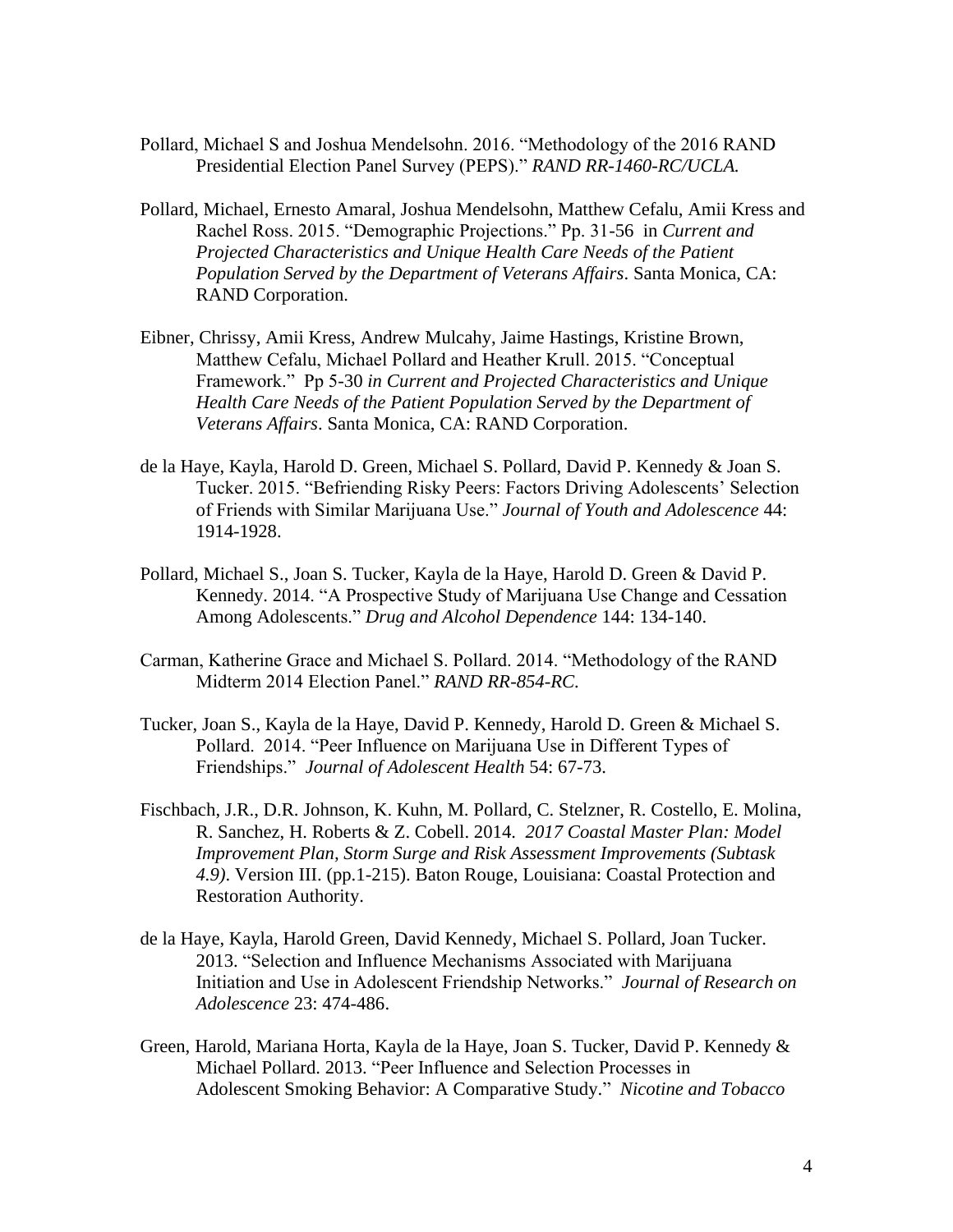Pollard, Michael S and Joshua Mendelsohn. 2016. "Methodology of the 2016 RAND Presidential Election Panel Survey (PEPS)." *RAND RR-1460-RC/UCLA.*

Pollard, Michael, Ernesto Amaral, Joshua Mendelsohn, Matthew Cefalu, Amii Kress and Rachel Ross. 2015. "Demographic Projections." Pp. 31-56 in *Current and Projected Characteristics and Unique Health Care Needs of the Patient Population Served by the Department of Veterans Affairs*. Santa Monica, CA: RAND Corporation.

Eibner, Chrissy, Amii Kress, Andrew Mulcahy, Jaime Hastings, Kristine Brown, Matthew Cefalu, Michael Pollard and Heather Krull. 2015. "Conceptual Framework." Pp 5-30 *in Current and Projected Characteristics and Unique Health Care Needs of the Patient Population Served by the Department of Veterans Affairs*. Santa Monica, CA: RAND Corporation.

de la Haye, Kayla, Harold D. Green, Michael S. Pollard, David P. Kennedy & Joan S. Tucker. 2015. "Befriending Risky Peers: Factors Driving Adolescents' Selection of Friends with Similar Marijuana Use." *Journal of Youth and Adolescence* 44: 1914-1928.

Pollard, Michael S., Joan S. Tucker, Kayla de la Haye, Harold D. Green & David P. Kennedy. 2014. "A Prospective Study of Marijuana Use Change and Cessation Among Adolescents." *Drug and Alcohol Dependence* 144: 134-140.

Carman, Katherine Grace and Michael S. Pollard. 2014. "Methodology of the RAND Midterm 2014 Election Panel." *RAND RR-854-RC.*

Tucker, Joan S., Kayla de la Haye, David P. Kennedy, Harold D. Green & Michael S. Pollard. 2014. "Peer Influence on Marijuana Use in Different Types of Friendships." *Journal of Adolescent Health* 54: 67-73.

Fischbach, J.R., D.R. Johnson, K. Kuhn, M. Pollard, C. Stelzner, R. Costello, E. Molina, R. Sanchez, H. Roberts & Z. Cobell. 2014. *2017 Coastal Master Plan: Model Improvement Plan, Storm Surge and Risk Assessment Improvements (Subtask 4.9)*. Version III. (pp.1-215). Baton Rouge, Louisiana: Coastal Protection and Restoration Authority.

de la Haye, Kayla, Harold Green, David Kennedy, Michael S. Pollard, Joan Tucker. 2013. "Selection and Influence Mechanisms Associated with Marijuana Initiation and Use in Adolescent Friendship Networks." *Journal of Research on Adolescence* 23: 474-486.

Green, Harold, Mariana Horta, Kayla de la Haye, Joan S. Tucker, David P. Kennedy & Michael Pollard. 2013. "Peer Influence and Selection Processes in Adolescent Smoking Behavior: A Comparative Study." *Nicotine and Tobacco*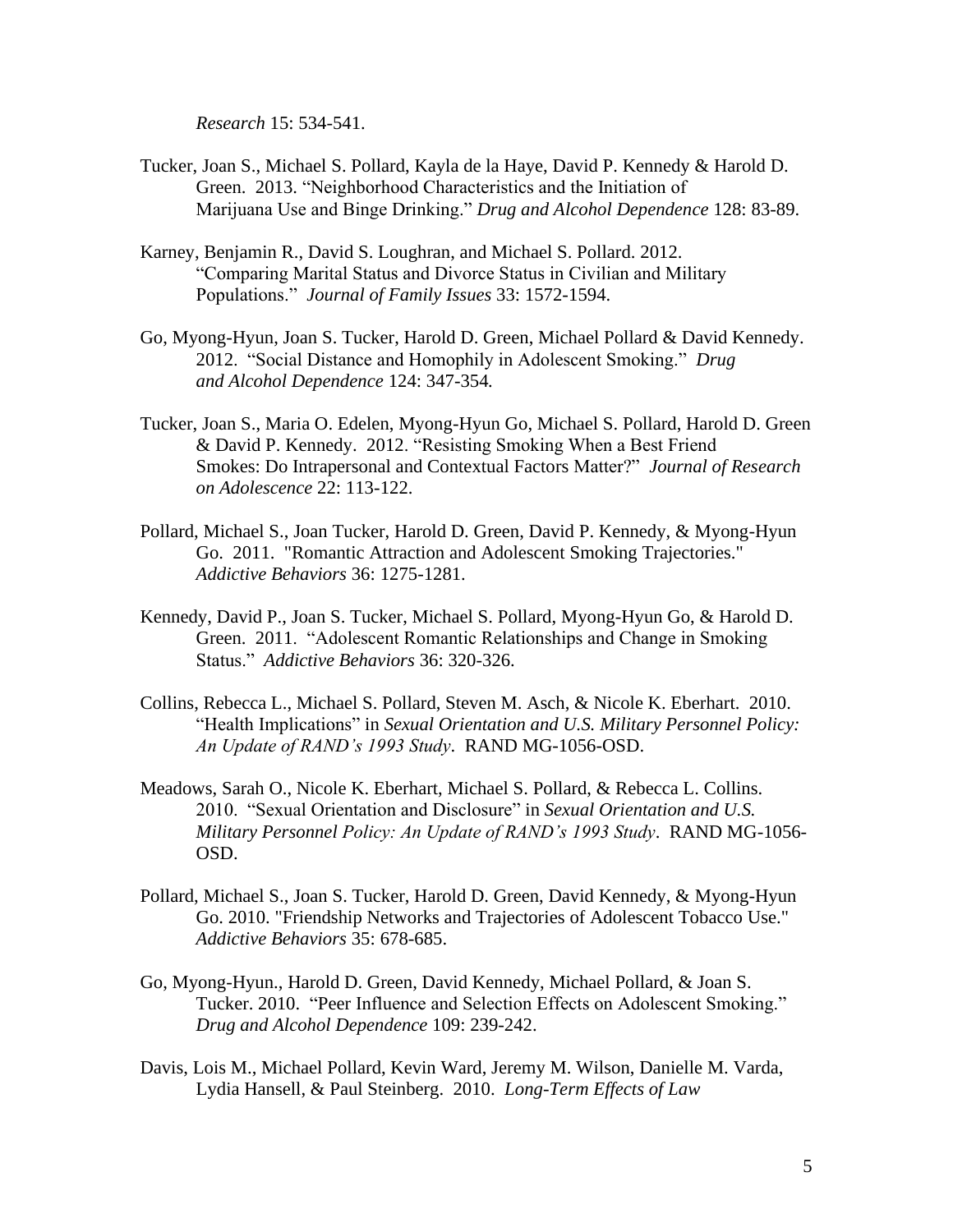*Research* 15: 534-541.

Tucker, Joan S., Michael S. Pollard, Kayla de la Haye, David P. Kennedy & Harold D. Green. 2013. "Neighborhood Characteristics and the Initiation of Marijuana Use and Binge Drinking." *Drug and Alcohol Dependence* 128: 83-89.

Karney, Benjamin R., David S. Loughran, and Michael S. Pollard. 2012. "Comparing Marital Status and Divorce Status in Civilian and Military Populations." *Journal of Family Issues* 33: 1572-1594.

Go, Myong-Hyun, Joan S. Tucker, Harold D. Green, Michael Pollard & David Kennedy. 2012. "Social Distance and Homophily in Adolescent Smoking." *Drug and Alcohol Dependence* 124: 347-354.

Tucker, Joan S., Maria O. Edelen, Myong-Hyun Go, Michael S. Pollard, Harold D. Green & David P. Kennedy. 2012. "Resisting Smoking When a Best Friend Smokes: Do Intrapersonal and Contextual Factors Matter?" *Journal of Research on Adolescence* 22: 113-122.

Pollard, Michael S., Joan Tucker, Harold D. Green, David P. Kennedy, & Myong-Hyun Go. 2011. "Romantic Attraction and Adolescent Smoking Trajectories." *Addictive Behaviors* 36: 1275-1281.

Kennedy, David P., Joan S. Tucker, Michael S. Pollard, Myong-Hyun Go, & Harold D. Green. 2011. "Adolescent Romantic Relationships and Change in Smoking Status." *Addictive Behaviors* 36: 320-326.

Collins, Rebecca L., Michael S. Pollard, Steven M. Asch, & Nicole K. Eberhart. 2010. "Health Implications" in *Sexual Orientation and U.S. Military Personnel Policy: An Update of RAND's 1993 Study*. RAND MG-1056-OSD.

Meadows, Sarah O., Nicole K. Eberhart, Michael S. Pollard, & Rebecca L. Collins. 2010. "Sexual Orientation and Disclosure" in *Sexual Orientation and U.S. Military Personnel Policy: An Update of RAND's 1993 Study*. RAND MG-1056-OSD.

Pollard, Michael S., Joan S. Tucker, Harold D. Green, David Kennedy, & Myong-Hyun Go. 2010. "Friendship Networks and Trajectories of Adolescent Tobacco Use." *Addictive Behaviors* 35: 678-685.

Go, Myong-Hyun., Harold D. Green, David Kennedy, Michael Pollard, & Joan S. Tucker. 2010. "Peer Influence and Selection Effects on Adolescent Smoking." *Drug and Alcohol Dependence* 109: 239-242.

Davis, Lois M., Michael Pollard, Kevin Ward, Jeremy M. Wilson, Danielle M. Varda, Lydia Hansell, & Paul Steinberg. 2010. *Long-Term Effects of Law*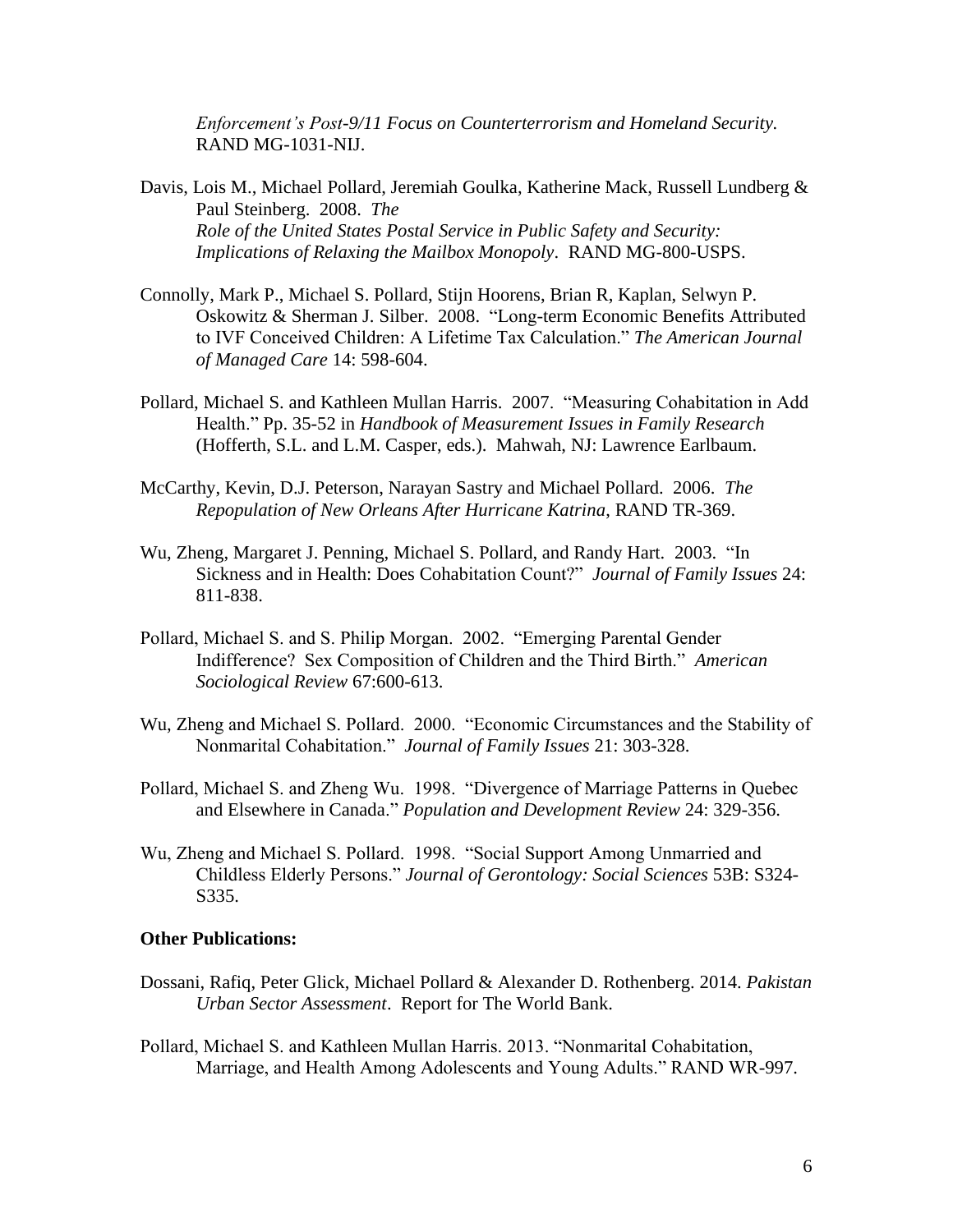*Enforcement's Post-9/11 Focus on Counterterrorism and Homeland Security.* RAND MG-1031-NIJ.

Davis, Lois M., Michael Pollard, Jeremiah Goulka, Katherine Mack, Russell Lundberg & Paul Steinberg. 2008. *The Role of the United States Postal Service in Public Safety and Security: Implications of Relaxing the Mailbox Monopoly*. RAND MG-800-USPS.

Connolly, Mark P., Michael S. Pollard, Stijn Hoorens, Brian R, Kaplan, Selwyn P. Oskowitz & Sherman J. Silber. 2008. "Long-term Economic Benefits Attributed to IVF Conceived Children: A Lifetime Tax Calculation." *The American Journal of Managed Care* 14: 598-604.

Pollard, Michael S. and Kathleen Mullan Harris. 2007. "Measuring Cohabitation in Add Health." Pp. 35-52 in *Handbook of Measurement Issues in Family Research* (Hofferth, S.L. and L.M. Casper, eds.). Mahwah, NJ: Lawrence Earlbaum.

McCarthy, Kevin, D.J. Peterson, Narayan Sastry and Michael Pollard. 2006. *The Repopulation of New Orleans After Hurricane Katrina*, RAND TR-369.

Wu, Zheng, Margaret J. Penning, Michael S. Pollard, and Randy Hart. 2003. "In Sickness and in Health: Does Cohabitation Count?" *Journal of Family Issues* 24: 811-838.

Pollard, Michael S. and S. Philip Morgan. 2002. "Emerging Parental Gender Indifference? Sex Composition of Children and the Third Birth." *American Sociological Review* 67:600-613.

Wu, Zheng and Michael S. Pollard. 2000. "Economic Circumstances and the Stability of Nonmarital Cohabitation." *Journal of Family Issues* 21: 303-328.

Pollard, Michael S. and Zheng Wu. 1998. "Divergence of Marriage Patterns in Quebec and Elsewhere in Canada." *Population and Development Review* 24: 329-356.

Wu, Zheng and Michael S. Pollard. 1998. "Social Support Among Unmarried and Childless Elderly Persons." *Journal of Gerontology: Social Sciences* 53B: S324-S335.

**Other Publications:**

Dossani, Rafiq, Peter Glick, Michael Pollard & Alexander D. Rothenberg. 2014. *Pakistan Urban Sector Assessment*. Report for The World Bank.

Pollard, Michael S. and Kathleen Mullan Harris. 2013. "Nonmarital Cohabitation, Marriage, and Health Among Adolescents and Young Adults." RAND WR-997.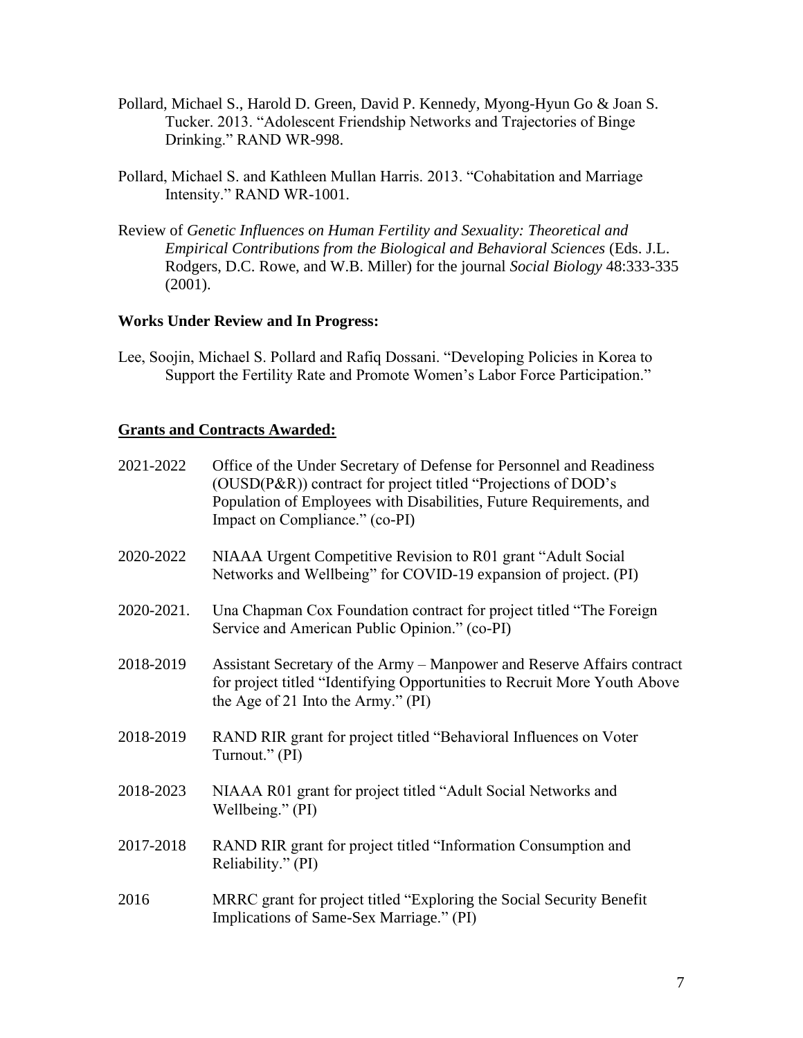Pollard, Michael S., Harold D. Green, David P. Kennedy, Myong-Hyun Go & Joan S. Tucker. 2013. "Adolescent Friendship Networks and Trajectories of Binge Drinking." RAND WR-998.

Pollard, Michael S. and Kathleen Mullan Harris. 2013. "Cohabitation and Marriage Intensity." RAND WR-1001.

Review of *Genetic Influences on Human Fertility and Sexuality: Theoretical and Empirical Contributions from the Biological and Behavioral Sciences* (Eds. J.L. Rodgers, D.C. Rowe, and W.B. Miller) for the journal *Social Biology* 48:333-335 (2001).

**Works Under Review and In Progress:**

Lee, Soojin, Michael S. Pollard and Rafiq Dossani. "Developing Policies in Korea to Support the Fertility Rate and Promote Women's Labor Force Participation."

## **Grants and Contracts Awarded:**

2021-2022 Office of the Under Secretary of Defense for Personnel and Readiness (OUSD(P&R)) contract for project titled "Projections of DOD's Population of Employees with Disabilities, Future Requirements, and Impact on Compliance." (co-PI)

2020-2022 NIAAA Urgent Competitive Revision to R01 grant "Adult Social Networks and Wellbeing" for COVID-19 expansion of project. (PI)

2020-2021. Una Chapman Cox Foundation contract for project titled "The Foreign Service and American Public Opinion." (co-PI)

2018-2019 Assistant Secretary of the Army – Manpower and Reserve Affairs contract for project titled "Identifying Opportunities to Recruit More Youth Above the Age of 21 Into the Army." (PI)

2018-2019 RAND RIR grant for project titled "Behavioral Influences on Voter Turnout." (PI)

2018-2023 NIAAA R01 grant for project titled "Adult Social Networks and Wellbeing." (PI)

2017-2018 RAND RIR grant for project titled "Information Consumption and Reliability." (PI)

2016 MRRC grant for project titled "Exploring the Social Security Benefit Implications of Same-Sex Marriage." (PI)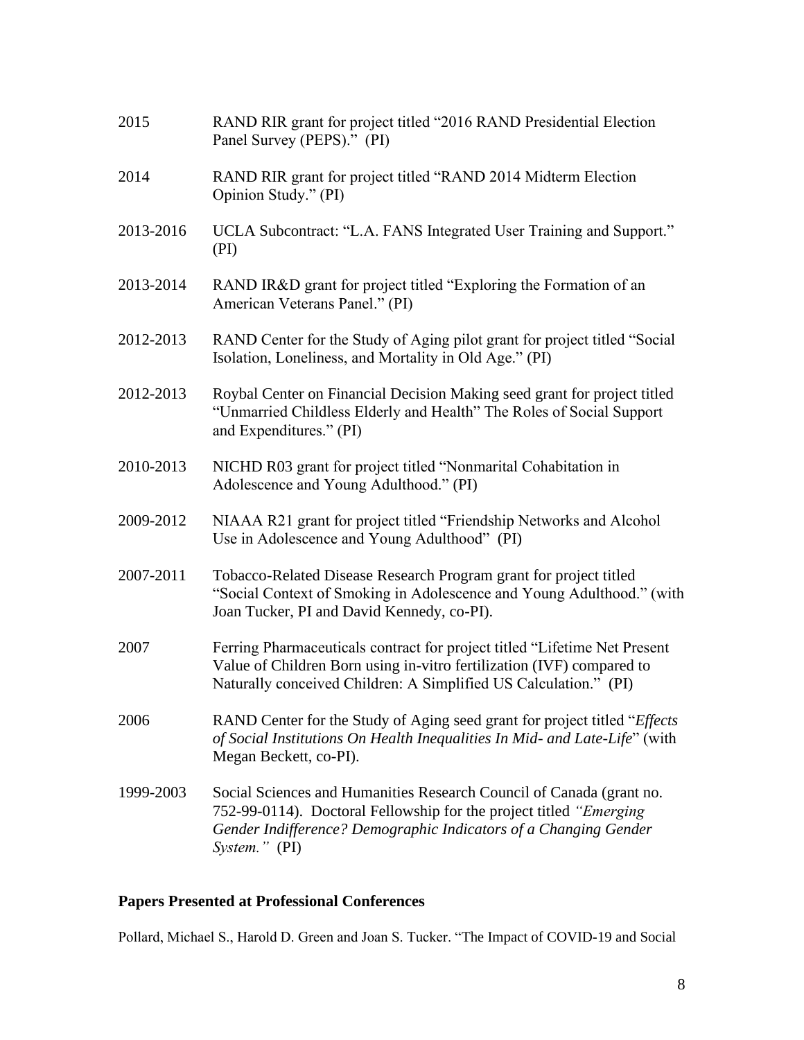2015 RAND RIR grant for project titled "2016 RAND Presidential Election Panel Survey (PEPS)." (PI)

2014 RAND RIR grant for project titled "RAND 2014 Midterm Election Opinion Study." (PI)

2013-2016 UCLA Subcontract: "L.A. FANS Integrated User Training and Support." (PI)

2013-2014 RAND IR&D grant for project titled "Exploring the Formation of an American Veterans Panel." (PI)

2012-2013 RAND Center for the Study of Aging pilot grant for project titled "Social Isolation, Loneliness, and Mortality in Old Age." (PI)

2012-2013 Roybal Center on Financial Decision Making seed grant for project titled "Unmarried Childless Elderly and Health" The Roles of Social Support and Expenditures." (PI)

2010-2013 NICHD R03 grant for project titled "Nonmarital Cohabitation in Adolescence and Young Adulthood." (PI)

2009-2012 NIAAA R21 grant for project titled "Friendship Networks and Alcohol Use in Adolescence and Young Adulthood" (PI)

2007-2011 Tobacco-Related Disease Research Program grant for project titled "Social Context of Smoking in Adolescence and Young Adulthood." (with Joan Tucker, PI and David Kennedy, co-PI).

2007 Ferring Pharmaceuticals contract for project titled "Lifetime Net Present Value of Children Born using in-vitro fertilization (IVF) compared to Naturally conceived Children: A Simplified US Calculation." (PI)

2006 RAND Center for the Study of Aging seed grant for project titled "*Effects of Social Institutions On Health Inequalities In Mid- and Late-Life*" (with Megan Beckett, co-PI).

1999-2003 Social Sciences and Humanities Research Council of Canada (grant no. 752-99-0114). Doctoral Fellowship for the project titled *"Emerging Gender Indifference? Demographic Indicators of a Changing Gender System."* (PI)

## Papers Presented at Professional Conferences

Pollard, Michael S., Harold D. Green and Joan S. Tucker. "The Impact of COVID-19 and Social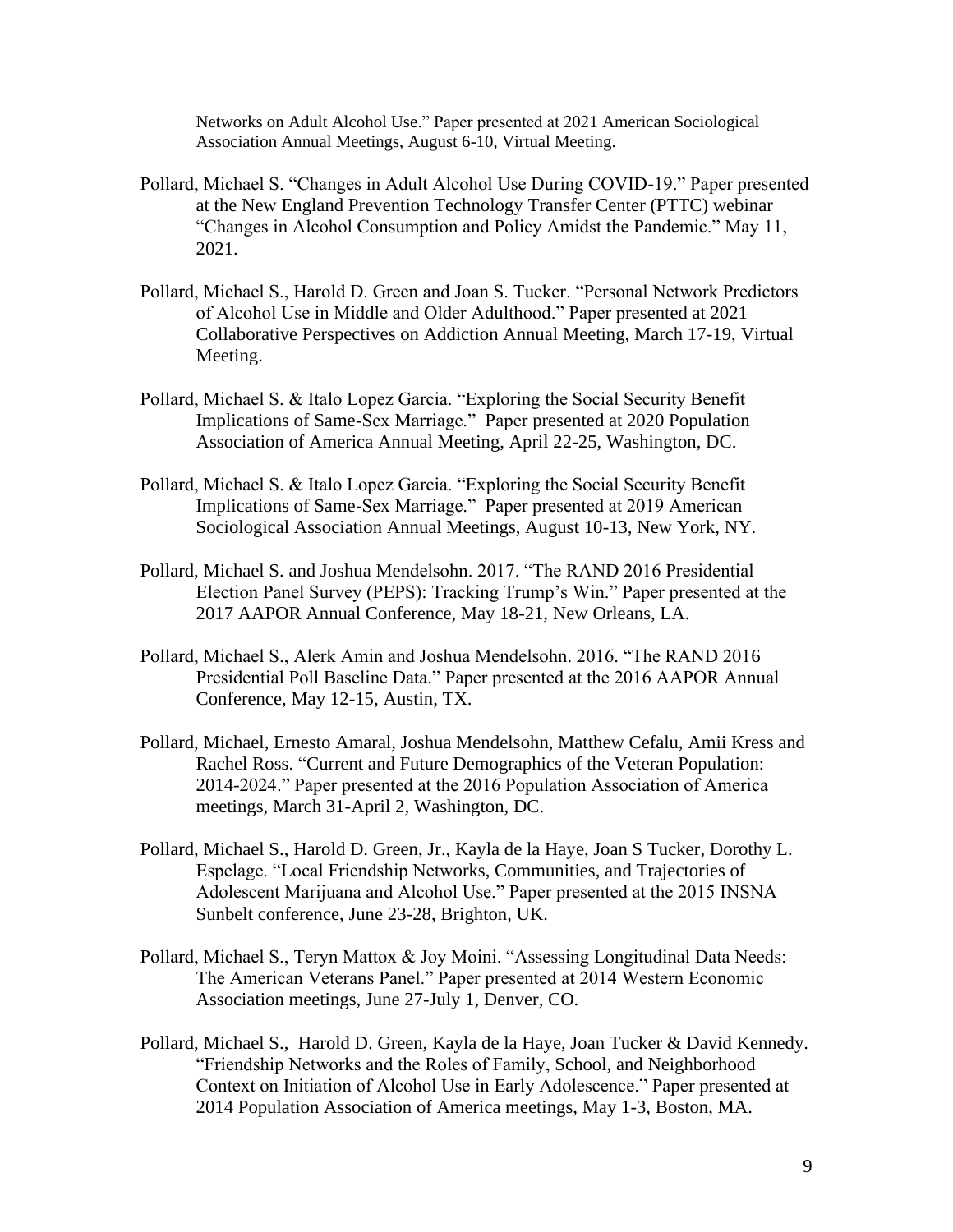Networks on Adult Alcohol Use." Paper presented at 2021 American Sociological Association Annual Meetings, August 6-10, Virtual Meeting.

Pollard, Michael S. "Changes in Adult Alcohol Use During COVID-19." Paper presented at the New England Prevention Technology Transfer Center (PTTC) webinar "Changes in Alcohol Consumption and Policy Amidst the Pandemic." May 11, 2021.

Pollard, Michael S., Harold D. Green and Joan S. Tucker. "Personal Network Predictors of Alcohol Use in Middle and Older Adulthood." Paper presented at 2021 Collaborative Perspectives on Addiction Annual Meeting, March 17-19, Virtual Meeting.

Pollard, Michael S. & Italo Lopez Garcia. "Exploring the Social Security Benefit Implications of Same-Sex Marriage." Paper presented at 2020 Population Association of America Annual Meeting, April 22-25, Washington, DC.

Pollard, Michael S. & Italo Lopez Garcia. "Exploring the Social Security Benefit Implications of Same-Sex Marriage." Paper presented at 2019 American Sociological Association Annual Meetings, August 10-13, New York, NY.

Pollard, Michael S. and Joshua Mendelsohn. 2017. "The RAND 2016 Presidential Election Panel Survey (PEPS): Tracking Trump's Win." Paper presented at the 2017 AAPOR Annual Conference, May 18-21, New Orleans, LA.

Pollard, Michael S., Alerk Amin and Joshua Mendelsohn. 2016. "The RAND 2016 Presidential Poll Baseline Data." Paper presented at the 2016 AAPOR Annual Conference, May 12-15, Austin, TX.

Pollard, Michael, Ernesto Amaral, Joshua Mendelsohn, Matthew Cefalu, Amii Kress and Rachel Ross. "Current and Future Demographics of the Veteran Population: 2014-2024." Paper presented at the 2016 Population Association of America meetings, March 31-April 2, Washington, DC.

Pollard, Michael S., Harold D. Green, Jr., Kayla de la Haye, Joan S Tucker, Dorothy L. Espelage. "Local Friendship Networks, Communities, and Trajectories of Adolescent Marijuana and Alcohol Use." Paper presented at the 2015 INSNA Sunbelt conference, June 23-28, Brighton, UK.

Pollard, Michael S., Teryn Mattox & Joy Moini. "Assessing Longitudinal Data Needs: The American Veterans Panel." Paper presented at 2014 Western Economic Association meetings, June 27-July 1, Denver, CO.

Pollard, Michael S., Harold D. Green, Kayla de la Haye, Joan Tucker & David Kennedy. "Friendship Networks and the Roles of Family, School, and Neighborhood Context on Initiation of Alcohol Use in Early Adolescence." Paper presented at 2014 Population Association of America meetings, May 1-3, Boston, MA.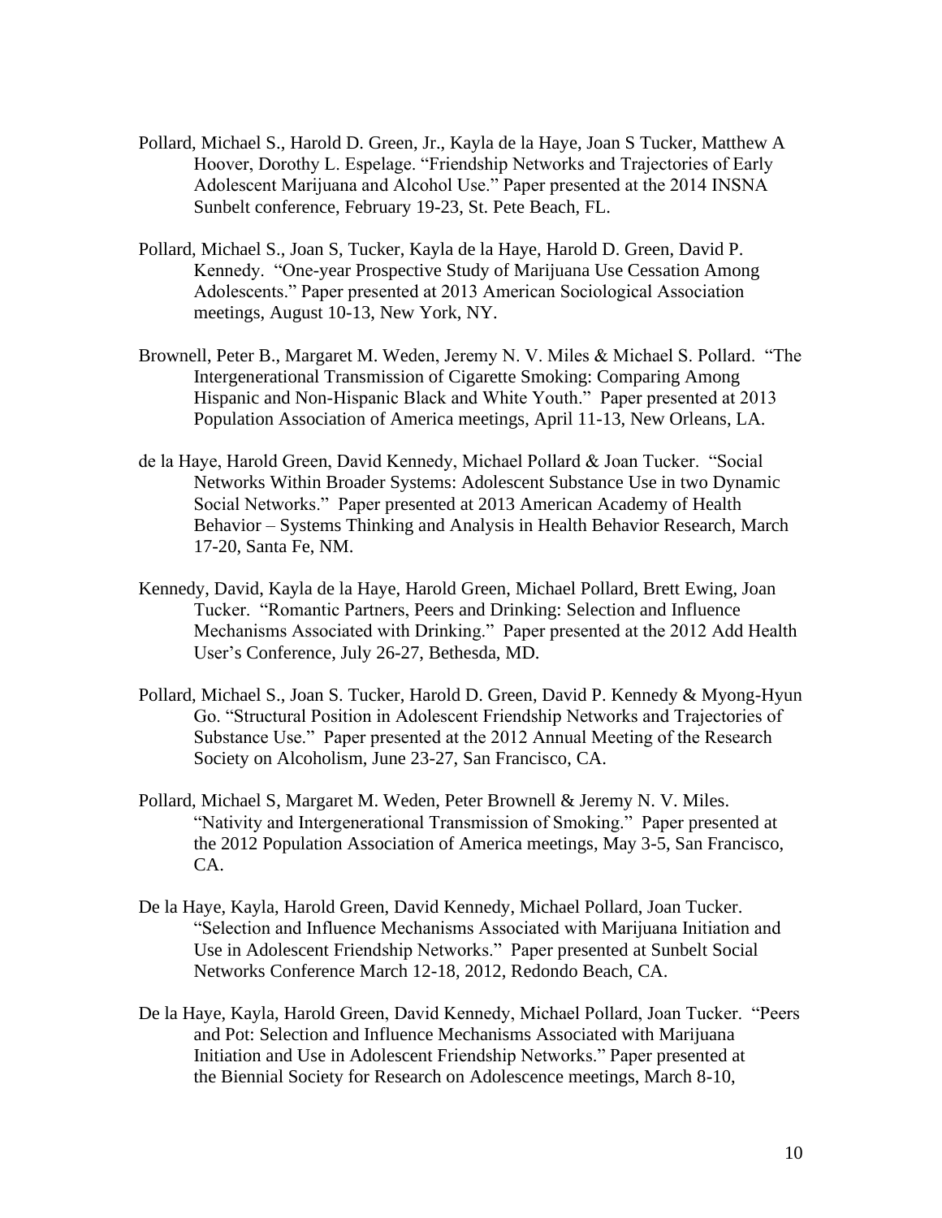Pollard, Michael S., Harold D. Green, Jr., Kayla de la Haye, Joan S Tucker, Matthew A Hoover, Dorothy L. Espelage. "Friendship Networks and Trajectories of Early Adolescent Marijuana and Alcohol Use." Paper presented at the 2014 INSNA Sunbelt conference, February 19-23, St. Pete Beach, FL.

Pollard, Michael S., Joan S, Tucker, Kayla de la Haye, Harold D. Green, David P. Kennedy. "One-year Prospective Study of Marijuana Use Cessation Among Adolescents." Paper presented at 2013 American Sociological Association meetings, August 10-13, New York, NY.

Brownell, Peter B., Margaret M. Weden, Jeremy N. V. Miles & Michael S. Pollard. "The Intergenerational Transmission of Cigarette Smoking: Comparing Among Hispanic and Non-Hispanic Black and White Youth." Paper presented at 2013 Population Association of America meetings, April 11-13, New Orleans, LA.

de la Haye, Harold Green, David Kennedy, Michael Pollard & Joan Tucker. "Social Networks Within Broader Systems: Adolescent Substance Use in two Dynamic Social Networks." Paper presented at 2013 American Academy of Health Behavior – Systems Thinking and Analysis in Health Behavior Research, March 17-20, Santa Fe, NM.

Kennedy, David, Kayla de la Haye, Harold Green, Michael Pollard, Brett Ewing, Joan Tucker. "Romantic Partners, Peers and Drinking: Selection and Influence Mechanisms Associated with Drinking." Paper presented at the 2012 Add Health User's Conference, July 26-27, Bethesda, MD.

Pollard, Michael S., Joan S. Tucker, Harold D. Green, David P. Kennedy & Myong-Hyun Go. "Structural Position in Adolescent Friendship Networks and Trajectories of Substance Use." Paper presented at the 2012 Annual Meeting of the Research Society on Alcoholism, June 23-27, San Francisco, CA.

Pollard, Michael S, Margaret M. Weden, Peter Brownell & Jeremy N. V. Miles. "Nativity and Intergenerational Transmission of Smoking." Paper presented at the 2012 Population Association of America meetings, May 3-5, San Francisco, CA.

De la Haye, Kayla, Harold Green, David Kennedy, Michael Pollard, Joan Tucker. "Selection and Influence Mechanisms Associated with Marijuana Initiation and Use in Adolescent Friendship Networks." Paper presented at Sunbelt Social Networks Conference March 12-18, 2012, Redondo Beach, CA.

De la Haye, Kayla, Harold Green, David Kennedy, Michael Pollard, Joan Tucker. "Peers and Pot: Selection and Influence Mechanisms Associated with Marijuana Initiation and Use in Adolescent Friendship Networks." Paper presented at the Biennial Society for Research on Adolescence meetings, March 8-10,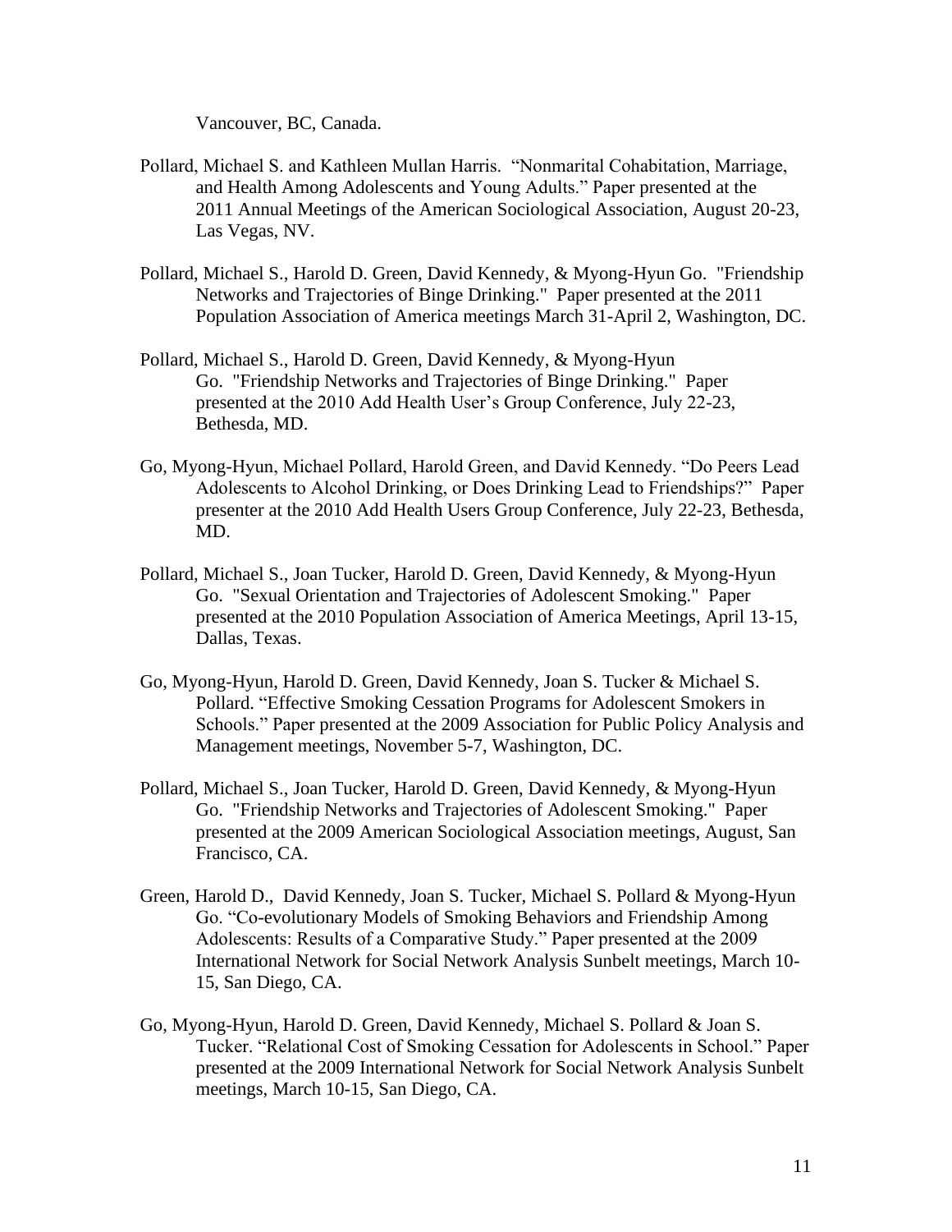Vancouver, BC, Canada.

Pollard, Michael S. and Kathleen Mullan Harris. "Nonmarital Cohabitation, Marriage, and Health Among Adolescents and Young Adults." Paper presented at the 2011 Annual Meetings of the American Sociological Association, August 20-23, Las Vegas, NV.

Pollard, Michael S., Harold D. Green, David Kennedy, & Myong-Hyun Go. "Friendship Networks and Trajectories of Binge Drinking." Paper presented at the 2011 Population Association of America meetings March 31-April 2, Washington, DC.

Pollard, Michael S., Harold D. Green, David Kennedy, & Myong-Hyun Go. "Friendship Networks and Trajectories of Binge Drinking." Paper presented at the 2010 Add Health User's Group Conference, July 22-23, Bethesda, MD.

Go, Myong-Hyun, Michael Pollard, Harold Green, and David Kennedy. "Do Peers Lead Adolescents to Alcohol Drinking, or Does Drinking Lead to Friendships?" Paper presenter at the 2010 Add Health Users Group Conference, July 22-23, Bethesda, MD.

Pollard, Michael S., Joan Tucker, Harold D. Green, David Kennedy, & Myong-Hyun Go. "Sexual Orientation and Trajectories of Adolescent Smoking." Paper presented at the 2010 Population Association of America Meetings, April 13-15, Dallas, Texas.

Go, Myong-Hyun, Harold D. Green, David Kennedy, Joan S. Tucker & Michael S. Pollard. "Effective Smoking Cessation Programs for Adolescent Smokers in Schools." Paper presented at the 2009 Association for Public Policy Analysis and Management meetings, November 5-7, Washington, DC.

Pollard, Michael S., Joan Tucker, Harold D. Green, David Kennedy, & Myong-Hyun Go. "Friendship Networks and Trajectories of Adolescent Smoking." Paper presented at the 2009 American Sociological Association meetings, August, San Francisco, CA.

Green, Harold D., David Kennedy, Joan S. Tucker, Michael S. Pollard & Myong-Hyun Go. "Co-evolutionary Models of Smoking Behaviors and Friendship Among Adolescents: Results of a Comparative Study." Paper presented at the 2009 International Network for Social Network Analysis Sunbelt meetings, March 10-15, San Diego, CA.

Go, Myong-Hyun, Harold D. Green, David Kennedy, Michael S. Pollard & Joan S. Tucker. "Relational Cost of Smoking Cessation for Adolescents in School." Paper presented at the 2009 International Network for Social Network Analysis Sunbelt meetings, March 10-15, San Diego, CA.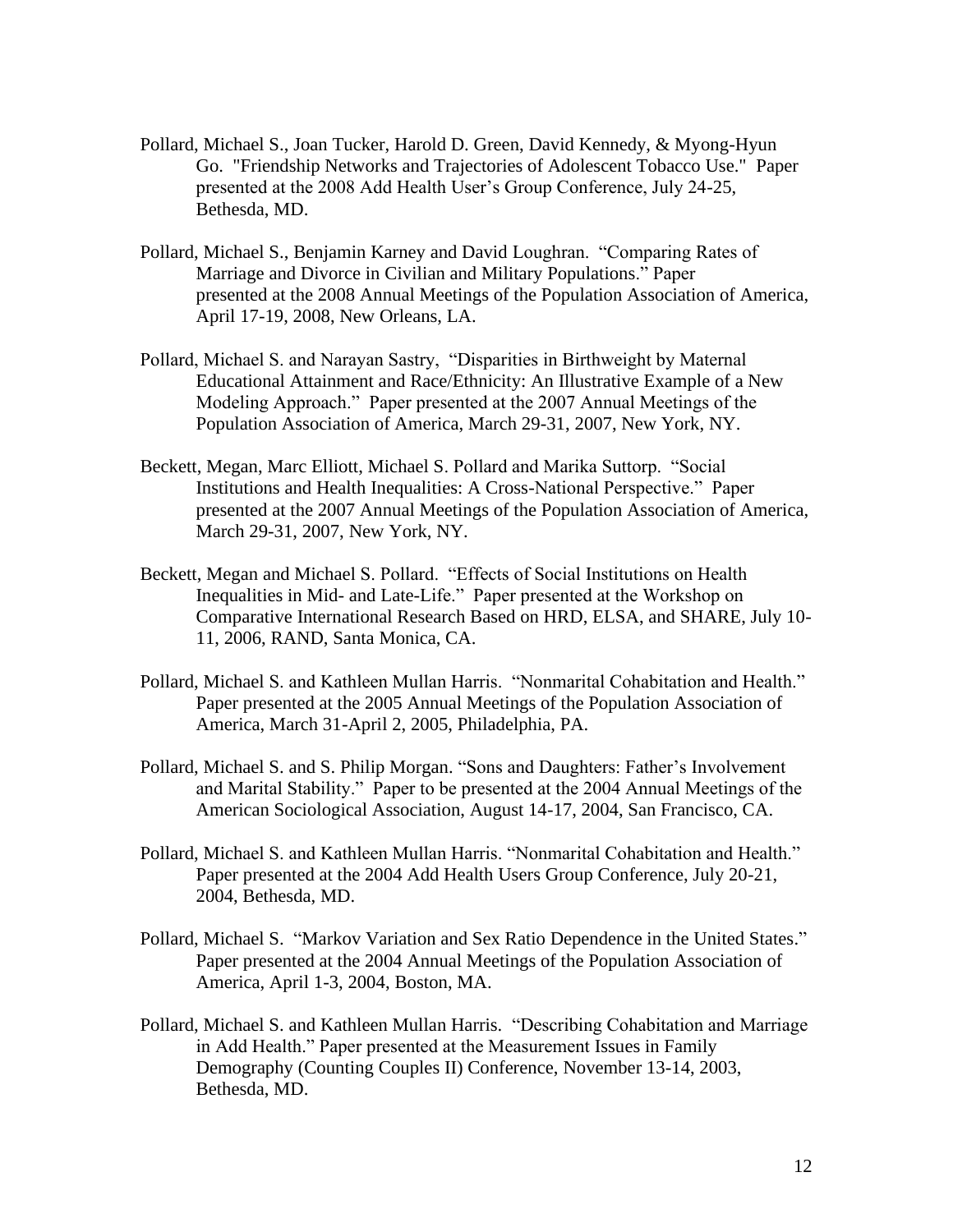Pollard, Michael S., Joan Tucker, Harold D. Green, David Kennedy, & Myong-Hyun Go. "Friendship Networks and Trajectories of Adolescent Tobacco Use." Paper presented at the 2008 Add Health User's Group Conference, July 24-25, Bethesda, MD.

Pollard, Michael S., Benjamin Karney and David Loughran. "Comparing Rates of Marriage and Divorce in Civilian and Military Populations." Paper presented at the 2008 Annual Meetings of the Population Association of America, April 17-19, 2008, New Orleans, LA.

Pollard, Michael S. and Narayan Sastry, "Disparities in Birthweight by Maternal Educational Attainment and Race/Ethnicity: An Illustrative Example of a New Modeling Approach." Paper presented at the 2007 Annual Meetings of the Population Association of America, March 29-31, 2007, New York, NY.

Beckett, Megan, Marc Elliott, Michael S. Pollard and Marika Suttorp. "Social Institutions and Health Inequalities: A Cross-National Perspective." Paper presented at the 2007 Annual Meetings of the Population Association of America, March 29-31, 2007, New York, NY.

Beckett, Megan and Michael S. Pollard. "Effects of Social Institutions on Health Inequalities in Mid- and Late-Life." Paper presented at the Workshop on Comparative International Research Based on HRD, ELSA, and SHARE, July 10-11, 2006, RAND, Santa Monica, CA.

Pollard, Michael S. and Kathleen Mullan Harris. "Nonmarital Cohabitation and Health." Paper presented at the 2005 Annual Meetings of the Population Association of America, March 31-April 2, 2005, Philadelphia, PA.

Pollard, Michael S. and S. Philip Morgan. "Sons and Daughters: Father's Involvement and Marital Stability." Paper to be presented at the 2004 Annual Meetings of the American Sociological Association, August 14-17, 2004, San Francisco, CA.

Pollard, Michael S. and Kathleen Mullan Harris. "Nonmarital Cohabitation and Health." Paper presented at the 2004 Add Health Users Group Conference, July 20-21, 2004, Bethesda, MD.

Pollard, Michael S. "Markov Variation and Sex Ratio Dependence in the United States." Paper presented at the 2004 Annual Meetings of the Population Association of America, April 1-3, 2004, Boston, MA.

Pollard, Michael S. and Kathleen Mullan Harris. "Describing Cohabitation and Marriage in Add Health." Paper presented at the Measurement Issues in Family Demography (Counting Couples II) Conference, November 13-14, 2003, Bethesda, MD.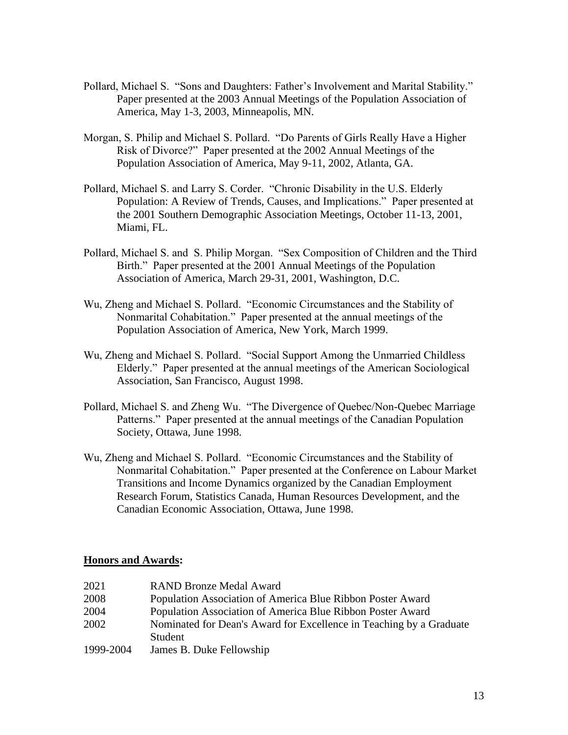Pollard, Michael S. "Sons and Daughters: Father's Involvement and Marital Stability." Paper presented at the 2003 Annual Meetings of the Population Association of America, May 1-3, 2003, Minneapolis, MN.

Morgan, S. Philip and Michael S. Pollard. "Do Parents of Girls Really Have a Higher Risk of Divorce?" Paper presented at the 2002 Annual Meetings of the Population Association of America, May 9-11, 2002, Atlanta, GA.

Pollard, Michael S. and Larry S. Corder. "Chronic Disability in the U.S. Elderly Population: A Review of Trends, Causes, and Implications." Paper presented at the 2001 Southern Demographic Association Meetings, October 11-13, 2001, Miami, FL.

Pollard, Michael S. and S. Philip Morgan. "Sex Composition of Children and the Third Birth." Paper presented at the 2001 Annual Meetings of the Population Association of America, March 29-31, 2001, Washington, D.C.

Wu, Zheng and Michael S. Pollard. "Economic Circumstances and the Stability of Nonmarital Cohabitation." Paper presented at the annual meetings of the Population Association of America, New York, March 1999.

Wu, Zheng and Michael S. Pollard. "Social Support Among the Unmarried Childless Elderly." Paper presented at the annual meetings of the American Sociological Association, San Francisco, August 1998.

Pollard, Michael S. and Zheng Wu. "The Divergence of Quebec/Non-Quebec Marriage Patterns." Paper presented at the annual meetings of the Canadian Population Society, Ottawa, June 1998.

Wu, Zheng and Michael S. Pollard. "Economic Circumstances and the Stability of Nonmarital Cohabitation." Paper presented at the Conference on Labour Market Transitions and Income Dynamics organized by the Canadian Employment Research Forum, Statistics Canada, Human Resources Development, and the Canadian Economic Association, Ottawa, June 1998.

## **Honors and Awards:**

| | |
|---|---|
| 2021 | RAND Bronze Medal Award |
| 2008 | Population Association of America Blue Ribbon Poster Award |
| 2004 | Population Association of America Blue Ribbon Poster Award |
| 2002 | Nominated for Dean's Award for Excellence in Teaching by a Graduate Student |
| 1999-2004 | James B. Duke Fellowship |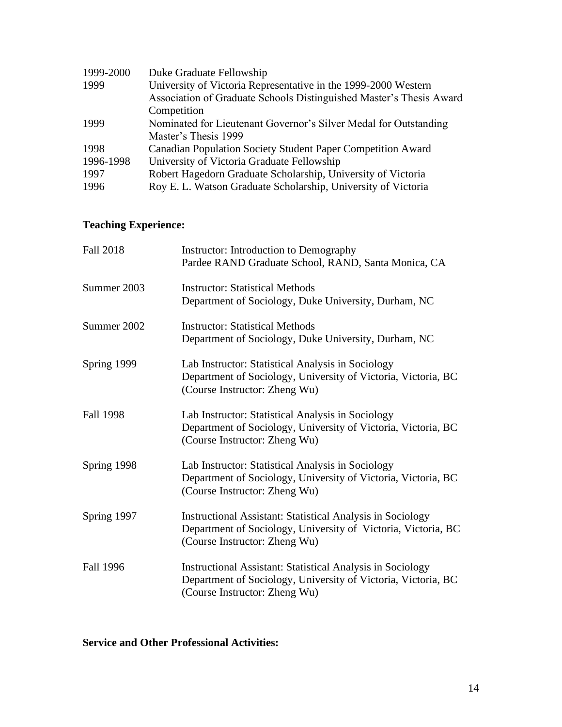| | |
|---|---|
| 1999-2000 | Duke Graduate Fellowship |
| 1999 | University of Victoria Representative in the 1999-2000 Western Association of Graduate Schools Distinguished Master's Thesis Award Competition |
| 1999 | Nominated for Lieutenant Governor's Silver Medal for Outstanding Master's Thesis 1999 |
| 1998 | Canadian Population Society Student Paper Competition Award |
| 1996-1998 | University of Victoria Graduate Fellowship |
| 1997 | Robert Hagedorn Graduate Scholarship, University of Victoria |
| 1996 | Roy E. L. Watson Graduate Scholarship, University of Victoria |

**Teaching Experience:**

Fall 2018 — Instructor: Introduction to Demography
Pardee RAND Graduate School, RAND, Santa Monica, CA

Summer 2003 — Instructor: Statistical Methods
Department of Sociology, Duke University, Durham, NC

Summer 2002 — Instructor: Statistical Methods
Department of Sociology, Duke University, Durham, NC

Spring 1999 — Lab Instructor: Statistical Analysis in Sociology
Department of Sociology, University of Victoria, Victoria, BC
(Course Instructor: Zheng Wu)

Fall 1998 — Lab Instructor: Statistical Analysis in Sociology
Department of Sociology, University of Victoria, Victoria, BC
(Course Instructor: Zheng Wu)

Spring 1998 — Lab Instructor: Statistical Analysis in Sociology
Department of Sociology, University of Victoria, Victoria, BC
(Course Instructor: Zheng Wu)

Spring 1997 — Instructional Assistant: Statistical Analysis in Sociology
Department of Sociology, University of Victoria, Victoria, BC
(Course Instructor: Zheng Wu)

Fall 1996 — Instructional Assistant: Statistical Analysis in Sociology
Department of Sociology, University of Victoria, Victoria, BC
(Course Instructor: Zheng Wu)

**Service and Other Professional Activities:**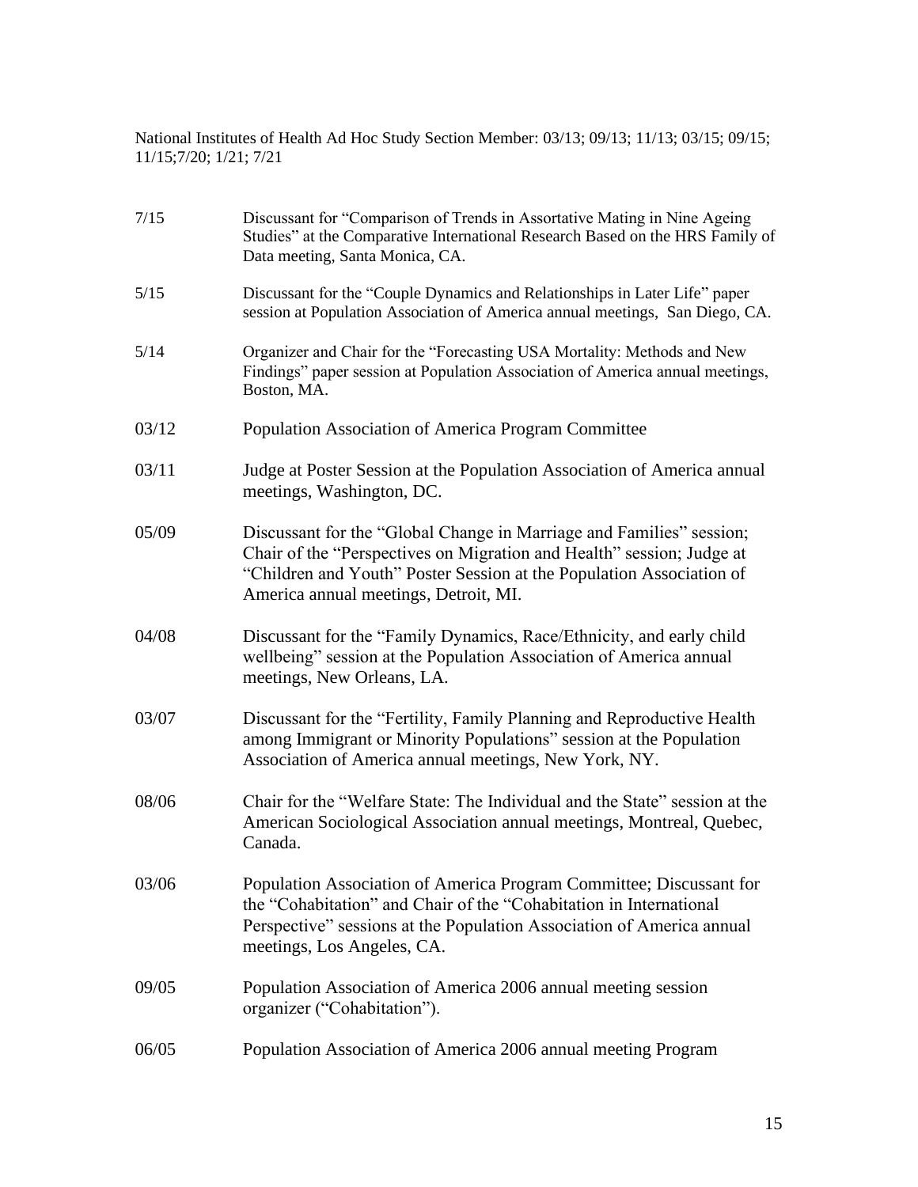National Institutes of Health Ad Hoc Study Section Member: 03/13; 09/13; 11/13; 03/15; 09/15; 11/15;7/20; 1/21; 7/21

7/15 Discussant for "Comparison of Trends in Assortative Mating in Nine Ageing Studies" at the Comparative International Research Based on the HRS Family of Data meeting, Santa Monica, CA.

5/15 Discussant for the "Couple Dynamics and Relationships in Later Life" paper session at Population Association of America annual meetings, San Diego, CA.

5/14 Organizer and Chair for the "Forecasting USA Mortality: Methods and New Findings" paper session at Population Association of America annual meetings, Boston, MA.

03/12 Population Association of America Program Committee

03/11 Judge at Poster Session at the Population Association of America annual meetings, Washington, DC.

05/09 Discussant for the "Global Change in Marriage and Families" session; Chair of the "Perspectives on Migration and Health" session; Judge at "Children and Youth" Poster Session at the Population Association of America annual meetings, Detroit, MI.

04/08 Discussant for the "Family Dynamics, Race/Ethnicity, and early child wellbeing" session at the Population Association of America annual meetings, New Orleans, LA.

03/07 Discussant for the "Fertility, Family Planning and Reproductive Health among Immigrant or Minority Populations" session at the Population Association of America annual meetings, New York, NY.

08/06 Chair for the "Welfare State: The Individual and the State" session at the American Sociological Association annual meetings, Montreal, Quebec, Canada.

03/06 Population Association of America Program Committee; Discussant for the "Cohabitation" and Chair of the "Cohabitation in International Perspective" sessions at the Population Association of America annual meetings, Los Angeles, CA.

09/05 Population Association of America 2006 annual meeting session organizer ("Cohabitation").

06/05 Population Association of America 2006 annual meeting Program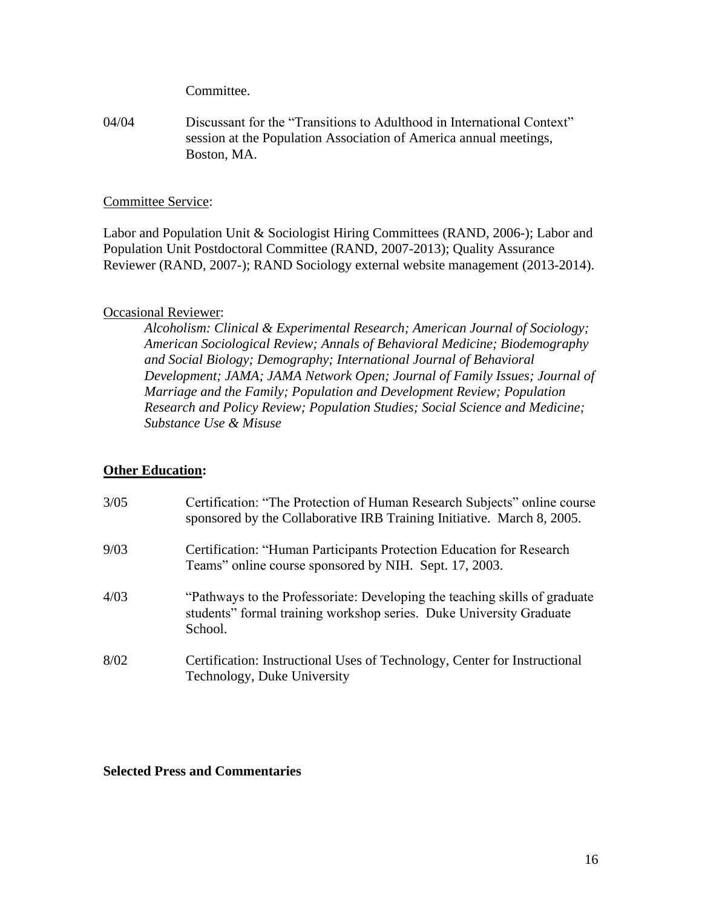Committee.

04/04 Discussant for the "Transitions to Adulthood in International Context" session at the Population Association of America annual meetings, Boston, MA.

Committee Service:

Labor and Population Unit & Sociologist Hiring Committees (RAND, 2006-); Labor and Population Unit Postdoctoral Committee (RAND, 2007-2013); Quality Assurance Reviewer (RAND, 2007-); RAND Sociology external website management (2013-2014).

Occasional Reviewer:

*Alcoholism: Clinical & Experimental Research; American Journal of Sociology; American Sociological Review; Annals of Behavioral Medicine; Biodemography and Social Biology; Demography; International Journal of Behavioral Development; JAMA; JAMA Network Open; Journal of Family Issues; Journal of Marriage and the Family; Population and Development Review; Population Research and Policy Review; Population Studies; Social Science and Medicine; Substance Use & Misuse*

**Other Education:**

3/05 Certification: "The Protection of Human Research Subjects" online course sponsored by the Collaborative IRB Training Initiative. March 8, 2005.

9/03 Certification: "Human Participants Protection Education for Research Teams" online course sponsored by NIH. Sept. 17, 2003.

4/03 "Pathways to the Professoriate: Developing the teaching skills of graduate students" formal training workshop series. Duke University Graduate School.

8/02 Certification: Instructional Uses of Technology, Center for Instructional Technology, Duke University

**Selected Press and Commentaries**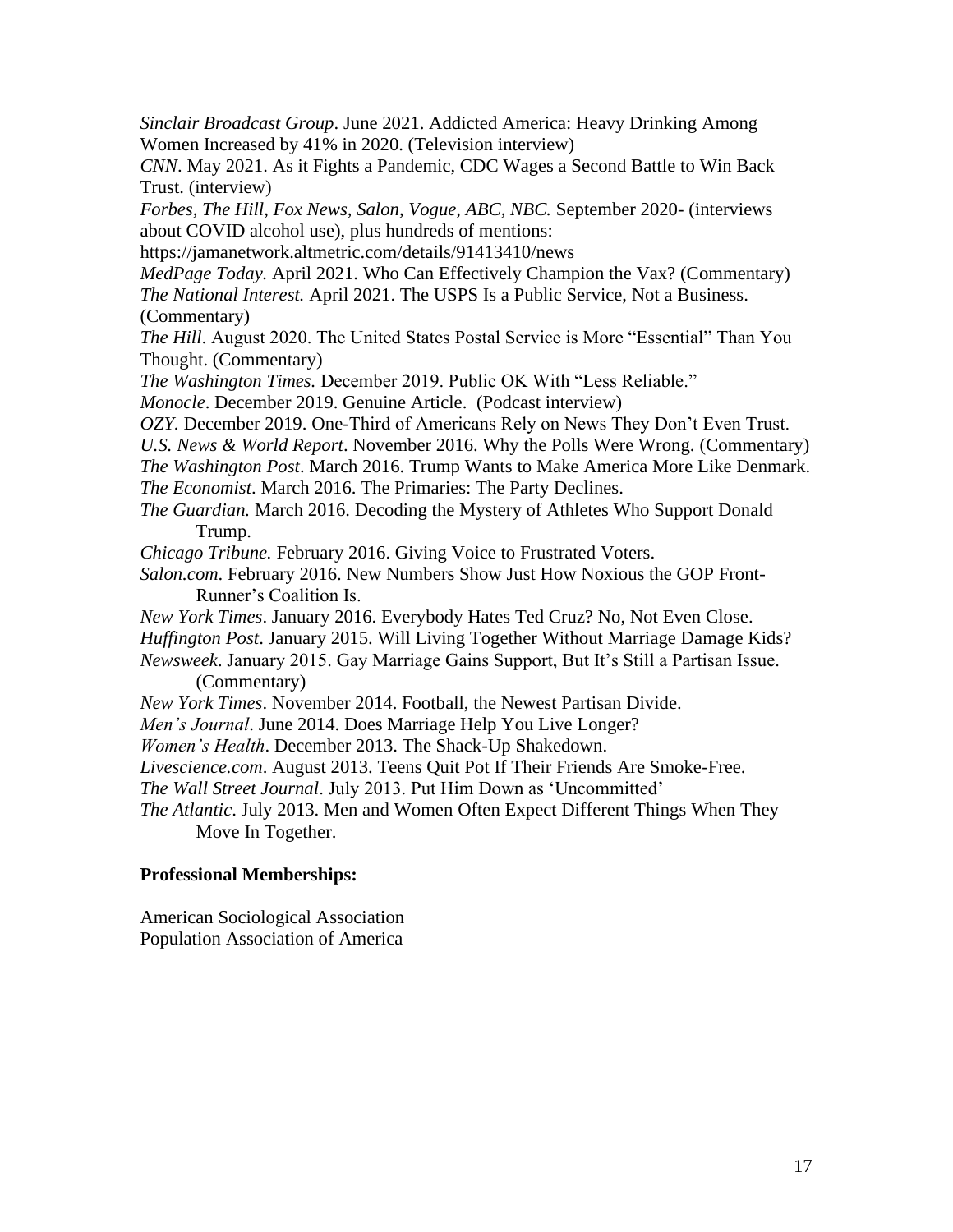*Sinclair Broadcast Group*. June 2021. Addicted America: Heavy Drinking Among Women Increased by 41% in 2020. (Television interview)

*CNN*. May 2021. As it Fights a Pandemic, CDC Wages a Second Battle to Win Back Trust. (interview)

*Forbes, The Hill, Fox News, Salon, Vogue, ABC, NBC.* September 2020- (interviews about COVID alcohol use), plus hundreds of mentions: https://jamanetwork.altmetric.com/details/91413410/news

*MedPage Today.* April 2021. Who Can Effectively Champion the Vax? (Commentary)

*The National Interest.* April 2021. The USPS Is a Public Service, Not a Business. (Commentary)

*The Hill*. August 2020. The United States Postal Service is More "Essential" Than You Thought. (Commentary)

*The Washington Times.* December 2019. Public OK With "Less Reliable."

*Monocle*. December 2019. Genuine Article. (Podcast interview)

*OZY*. December 2019. One-Third of Americans Rely on News They Don't Even Trust.

*U.S. News & World Report*. November 2016. Why the Polls Were Wrong. (Commentary)

*The Washington Post*. March 2016. Trump Wants to Make America More Like Denmark.

*The Economist*. March 2016. The Primaries: The Party Declines.

*The Guardian.* March 2016. Decoding the Mystery of Athletes Who Support Donald Trump.

*Chicago Tribune.* February 2016. Giving Voice to Frustrated Voters.

*Salon.com*. February 2016. New Numbers Show Just How Noxious the GOP Front-Runner's Coalition Is.

*New York Times*. January 2016. Everybody Hates Ted Cruz? No, Not Even Close.

*Huffington Post*. January 2015. Will Living Together Without Marriage Damage Kids?

*Newsweek*. January 2015. Gay Marriage Gains Support, But It's Still a Partisan Issue. (Commentary)

*New York Times*. November 2014. Football, the Newest Partisan Divide.

*Men's Journal*. June 2014. Does Marriage Help You Live Longer?

*Women's Health*. December 2013. The Shack-Up Shakedown.

*Livescience.com*. August 2013. Teens Quit Pot If Their Friends Are Smoke-Free.

*The Wall Street Journal*. July 2013. Put Him Down as 'Uncommitted'

*The Atlantic*. July 2013. Men and Women Often Expect Different Things When They Move In Together.

**Professional Memberships:**

American Sociological Association

Population Association of America